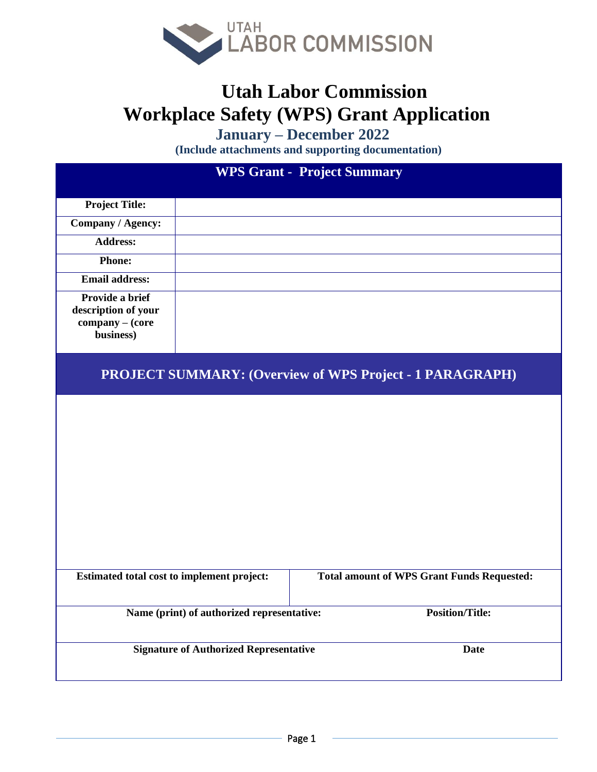UTAH
LABOR COMMISSION

# Utah Labor Commission
# Workplace Safety (WPS) Grant Application

## January – December 2022

**(Include attachments and supporting documentation)**

| WPS Grant - Project Summary | |
|---|---|
| **Project Title:** | |
| **Company / Agency:** | |
| **Address:** | |
| **Phone:** | |
| **Email address:** | |
| **Provide a brief description of your company – (core business)** | |

## PROJECT SUMMARY: (Overview of WPS Project - 1 PARAGRAPH)

| **Estimated total cost to implement project:** | **Total amount of WPS Grant Funds Requested:** |
|---|---|
| | |

| **Name (print) of authorized representative:** | **Position/Title:** |
|---|---|
| | |

| **Signature of Authorized Representative** | **Date** |
|---|---|
| | |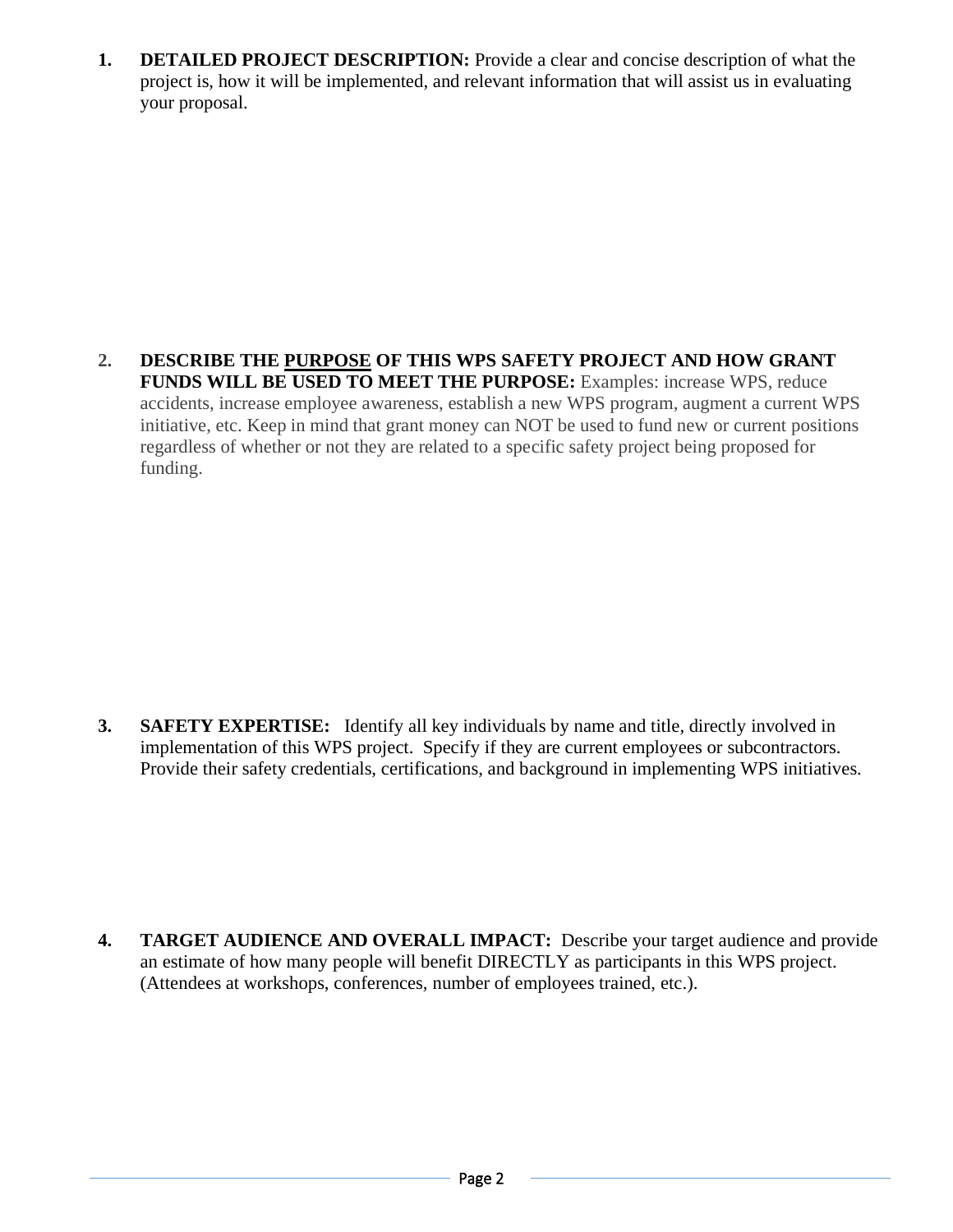1. **DETAILED PROJECT DESCRIPTION:** Provide a clear and concise description of what the project is, how it will be implemented, and relevant information that will assist us in evaluating your proposal.

2. **DESCRIBE THE <u>PURPOSE</u> OF THIS WPS SAFETY PROJECT AND HOW GRANT FUNDS WILL BE USED TO MEET THE PURPOSE:** Examples: increase WPS, reduce accidents, increase employee awareness, establish a new WPS program, augment a current WPS initiative, etc. Keep in mind that grant money can NOT be used to fund new or current positions regardless of whether or not they are related to a specific safety project being proposed for funding.

3. **SAFETY EXPERTISE:** Identify all key individuals by name and title, directly involved in implementation of this WPS project. Specify if they are current employees or subcontractors. Provide their safety credentials, certifications, and background in implementing WPS initiatives.

4. **TARGET AUDIENCE AND OVERALL IMPACT:** Describe your target audience and provide an estimate of how many people will benefit DIRECTLY as participants in this WPS project. (Attendees at workshops, conferences, number of employees trained, etc.).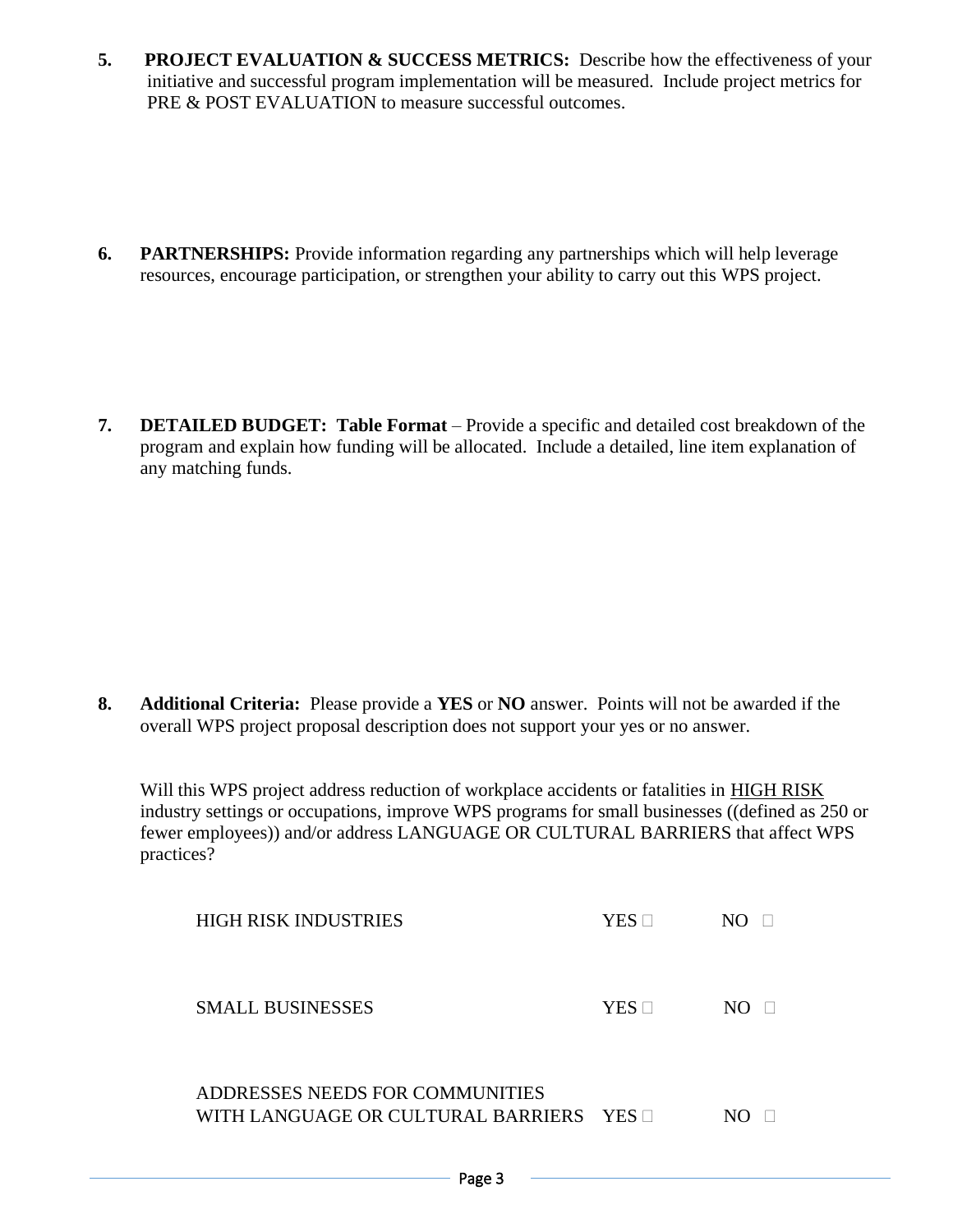5. **PROJECT EVALUATION & SUCCESS METRICS:** Describe how the effectiveness of your initiative and successful program implementation will be measured. Include project metrics for PRE & POST EVALUATION to measure successful outcomes.

6. **PARTNERSHIPS:** Provide information regarding any partnerships which will help leverage resources, encourage participation, or strengthen your ability to carry out this WPS project.

7. **DETAILED BUDGET: Table Format** – Provide a specific and detailed cost breakdown of the program and explain how funding will be allocated. Include a detailed, line item explanation of any matching funds.

8. **Additional Criteria:** Please provide a **YES** or **NO** answer. Points will not be awarded if the overall WPS project proposal description does not support your yes or no answer.

   Will this WPS project address reduction of workplace accidents or fatalities in HIGH RISK industry settings or occupations, improve WPS programs for small businesses ((defined as 250 or fewer employees)) and/or address LANGUAGE OR CULTURAL BARRIERS that affect WPS practices?

| | | |
|---|---|---|
| HIGH RISK INDUSTRIES | YES ☐ | NO ☐ |
| SMALL BUSINESSES | YES ☐ | NO ☐ |
| ADDRESSES NEEDS FOR COMMUNITIES WITH LANGUAGE OR CULTURAL BARRIERS | YES ☐ | NO ☐ |